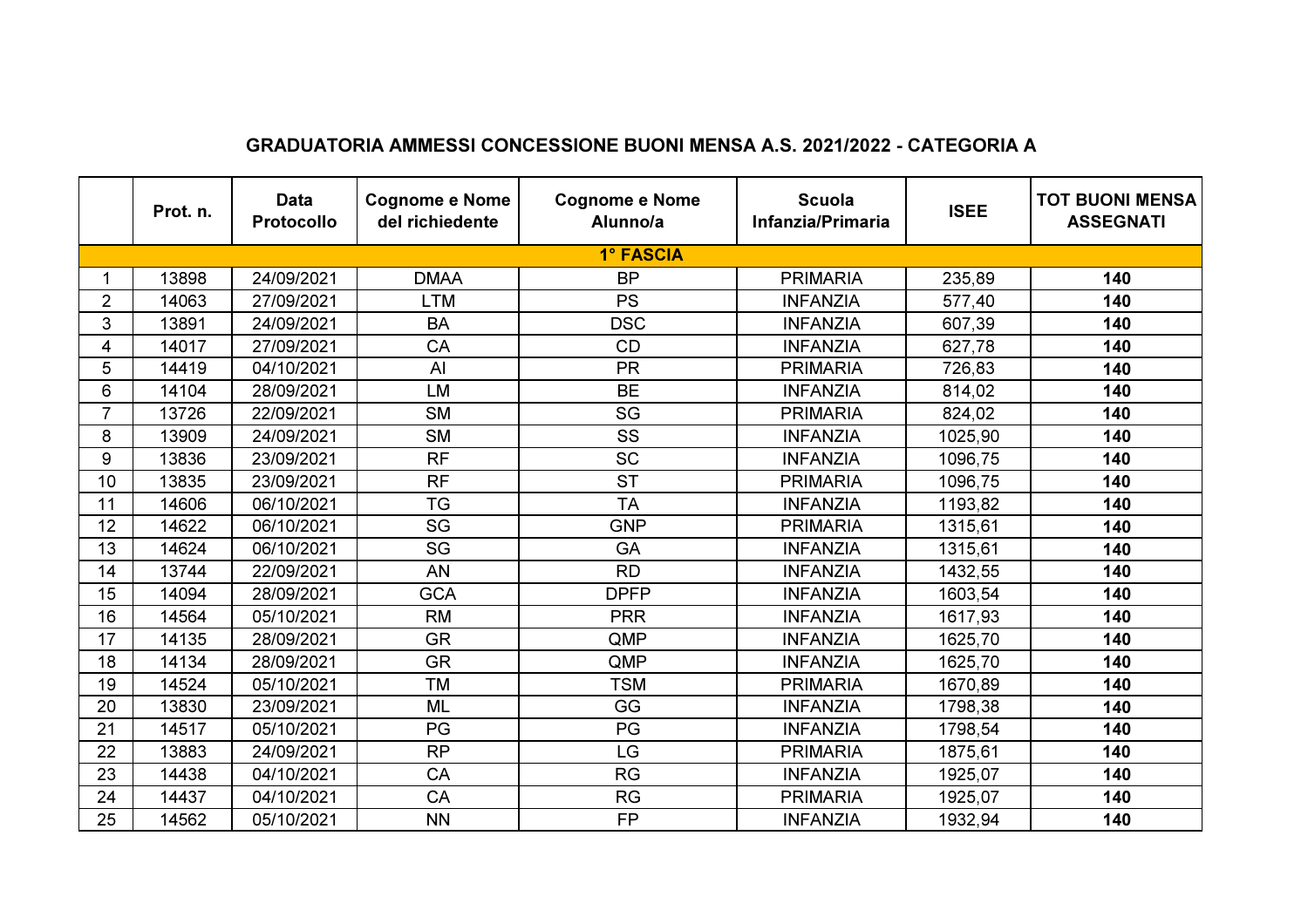## GRADUATORIA AMMESSI CONCESSIONE BUONI MENSA A.S. 2021/2022 - CATEGORIA A

| | Prot. n. | Data Protocollo | Cognome e Nome del richiedente | Cognome e Nome Alunno/a | Scuola Infanzia/Primaria | ISEE | TOT BUONI MENSA ASSEGNATI |
|---|---|---|---|---|---|---|---|
| **1° FASCIA** | | | | | | | |
| 1 | 13898 | 24/09/2021 | DMAA | BP | PRIMARIA | 235,89 | **140** |
| 2 | 14063 | 27/09/2021 | LTM | PS | INFANZIA | 577,40 | **140** |
| 3 | 13891 | 24/09/2021 | BA | DSC | INFANZIA | 607,39 | **140** |
| 4 | 14017 | 27/09/2021 | CA | CD | INFANZIA | 627,78 | **140** |
| 5 | 14419 | 04/10/2021 | AI | PR | PRIMARIA | 726,83 | **140** |
| 6 | 14104 | 28/09/2021 | LM | BE | INFANZIA | 814,02 | **140** |
| 7 | 13726 | 22/09/2021 | SM | SG | PRIMARIA | 824,02 | **140** |
| 8 | 13909 | 24/09/2021 | SM | SS | INFANZIA | 1025,90 | **140** |
| 9 | 13836 | 23/09/2021 | RF | SC | INFANZIA | 1096,75 | **140** |
| 10 | 13835 | 23/09/2021 | RF | ST | PRIMARIA | 1096,75 | **140** |
| 11 | 14606 | 06/10/2021 | TG | TA | INFANZIA | 1193,82 | **140** |
| 12 | 14622 | 06/10/2021 | SG | GNP | PRIMARIA | 1315,61 | **140** |
| 13 | 14624 | 06/10/2021 | SG | GA | INFANZIA | 1315,61 | **140** |
| 14 | 13744 | 22/09/2021 | AN | RD | INFANZIA | 1432,55 | **140** |
| 15 | 14094 | 28/09/2021 | GCA | DPFP | INFANZIA | 1603,54 | **140** |
| 16 | 14564 | 05/10/2021 | RM | PRR | INFANZIA | 1617,93 | **140** |
| 17 | 14135 | 28/09/2021 | GR | QMP | INFANZIA | 1625,70 | **140** |
| 18 | 14134 | 28/09/2021 | GR | QMP | INFANZIA | 1625,70 | **140** |
| 19 | 14524 | 05/10/2021 | TM | TSM | PRIMARIA | 1670,89 | **140** |
| 20 | 13830 | 23/09/2021 | ML | GG | INFANZIA | 1798,38 | **140** |
| 21 | 14517 | 05/10/2021 | PG | PG | INFANZIA | 1798,54 | **140** |
| 22 | 13883 | 24/09/2021 | RP | LG | PRIMARIA | 1875,61 | **140** |
| 23 | 14438 | 04/10/2021 | CA | RG | INFANZIA | 1925,07 | **140** |
| 24 | 14437 | 04/10/2021 | CA | RG | PRIMARIA | 1925,07 | **140** |
| 25 | 14562 | 05/10/2021 | NN | FP | INFANZIA | 1932,94 | **140** |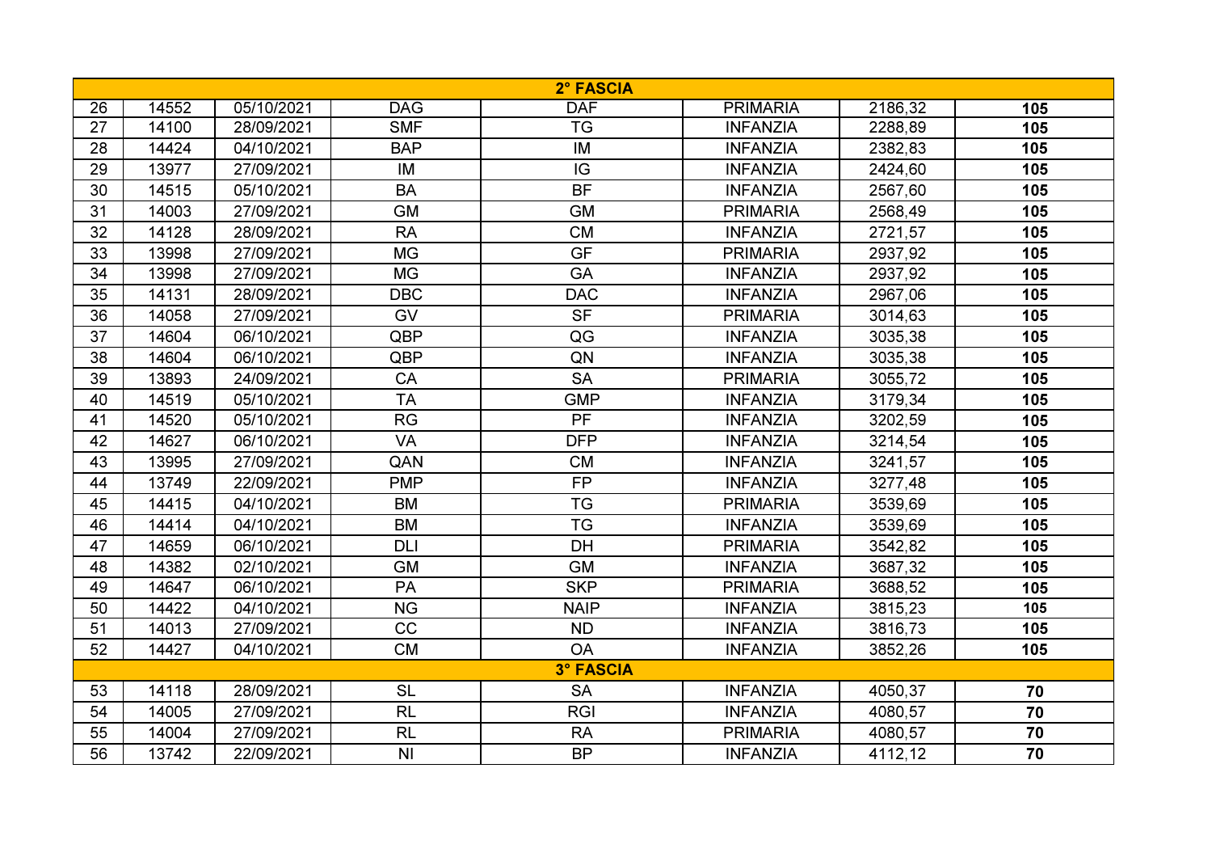| 2° FASCIA | | | | | | | |
|---|---|---|---|---|---|---|---|
| 26 | 14552 | 05/10/2021 | DAG | DAF | PRIMARIA | 2186,32 | **105** |
| 27 | 14100 | 28/09/2021 | SMF | TG | INFANZIA | 2288,89 | **105** |
| 28 | 14424 | 04/10/2021 | BAP | IM | INFANZIA | 2382,83 | **105** |
| 29 | 13977 | 27/09/2021 | IM | IG | INFANZIA | 2424,60 | **105** |
| 30 | 14515 | 05/10/2021 | BA | BF | INFANZIA | 2567,60 | **105** |
| 31 | 14003 | 27/09/2021 | GM | GM | PRIMARIA | 2568,49 | **105** |
| 32 | 14128 | 28/09/2021 | RA | CM | INFANZIA | 2721,57 | **105** |
| 33 | 13998 | 27/09/2021 | MG | GF | PRIMARIA | 2937,92 | **105** |
| 34 | 13998 | 27/09/2021 | MG | GA | INFANZIA | 2937,92 | **105** |
| 35 | 14131 | 28/09/2021 | DBC | DAC | INFANZIA | 2967,06 | **105** |
| 36 | 14058 | 27/09/2021 | GV | SF | PRIMARIA | 3014,63 | **105** |
| 37 | 14604 | 06/10/2021 | QBP | QG | INFANZIA | 3035,38 | **105** |
| 38 | 14604 | 06/10/2021 | QBP | QN | INFANZIA | 3035,38 | **105** |
| 39 | 13893 | 24/09/2021 | CA | SA | PRIMARIA | 3055,72 | **105** |
| 40 | 14519 | 05/10/2021 | TA | GMP | INFANZIA | 3179,34 | **105** |
| 41 | 14520 | 05/10/2021 | RG | PF | INFANZIA | 3202,59 | **105** |
| 42 | 14627 | 06/10/2021 | VA | DFP | INFANZIA | 3214,54 | **105** |
| 43 | 13995 | 27/09/2021 | QAN | CM | INFANZIA | 3241,57 | **105** |
| 44 | 13749 | 22/09/2021 | PMP | FP | INFANZIA | 3277,48 | **105** |
| 45 | 14415 | 04/10/2021 | BM | TG | PRIMARIA | 3539,69 | **105** |
| 46 | 14414 | 04/10/2021 | BM | TG | INFANZIA | 3539,69 | **105** |
| 47 | 14659 | 06/10/2021 | DLI | DH | PRIMARIA | 3542,82 | **105** |
| 48 | 14382 | 02/10/2021 | GM | GM | INFANZIA | 3687,32 | **105** |
| 49 | 14647 | 06/10/2021 | PA | SKP | PRIMARIA | 3688,52 | **105** |
| 50 | 14422 | 04/10/2021 | NG | NAIP | INFANZIA | 3815,23 | **105** |
| 51 | 14013 | 27/09/2021 | CC | ND | INFANZIA | 3816,73 | **105** |
| 52 | 14427 | 04/10/2021 | CM | OA | INFANZIA | 3852,26 | **105** |
| **3° FASCIA** | | | | | | | |
| 53 | 14118 | 28/09/2021 | SL | SA | INFANZIA | 4050,37 | **70** |
| 54 | 14005 | 27/09/2021 | RL | RGI | INFANZIA | 4080,57 | **70** |
| 55 | 14004 | 27/09/2021 | RL | RA | PRIMARIA | 4080,57 | **70** |
| 56 | 13742 | 22/09/2021 | NI | BP | INFANZIA | 4112,12 | **70** |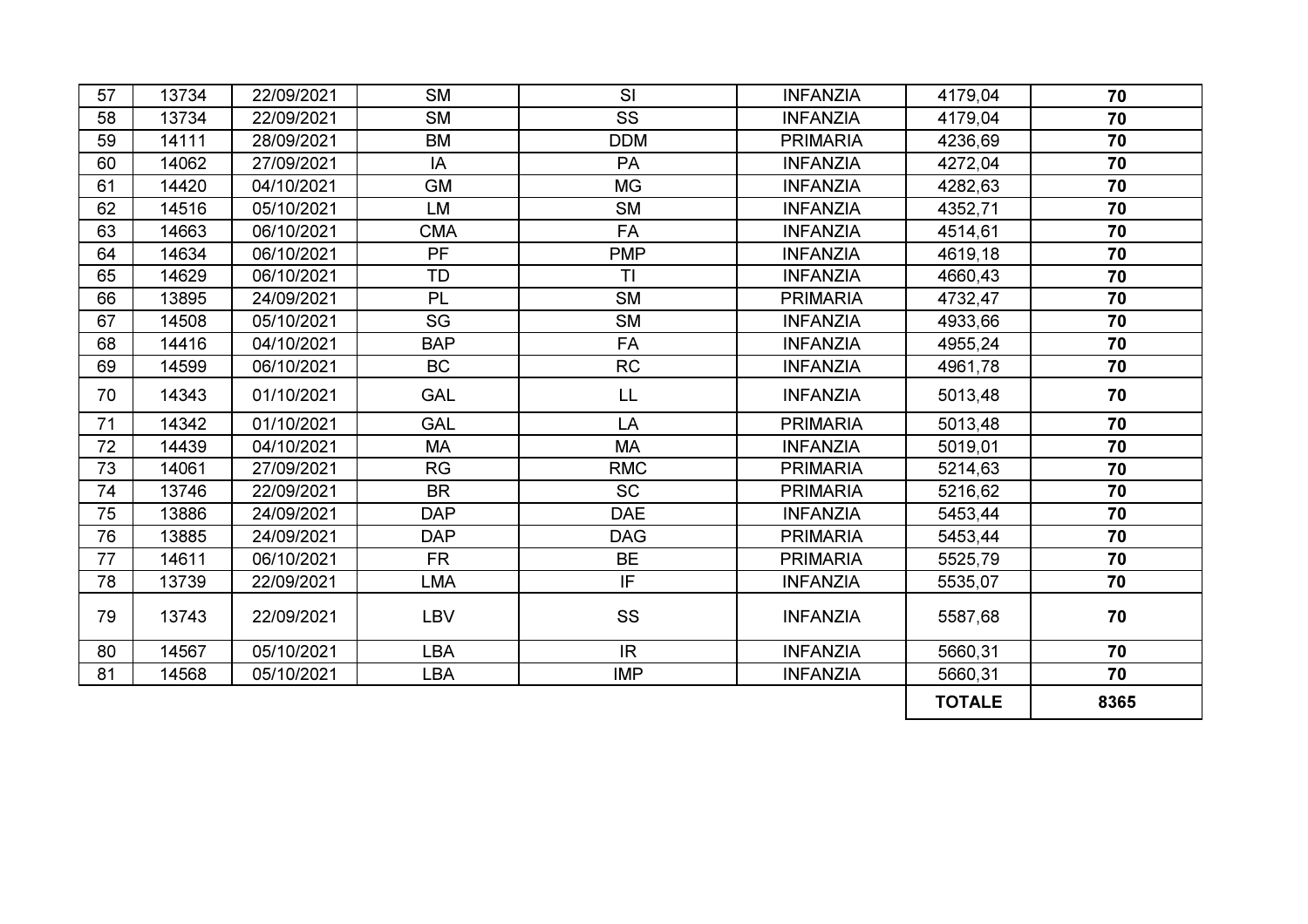| | | | | | | | |
|---|---|---|---|---|---|---|---|
| 57 | 13734 | 22/09/2021 | SM | SI | INFANZIA | 4179,04 | **70** |
| 58 | 13734 | 22/09/2021 | SM | SS | INFANZIA | 4179,04 | **70** |
| 59 | 14111 | 28/09/2021 | BM | DDM | PRIMARIA | 4236,69 | **70** |
| 60 | 14062 | 27/09/2021 | IA | PA | INFANZIA | 4272,04 | **70** |
| 61 | 14420 | 04/10/2021 | GM | MG | INFANZIA | 4282,63 | **70** |
| 62 | 14516 | 05/10/2021 | LM | SM | INFANZIA | 4352,71 | **70** |
| 63 | 14663 | 06/10/2021 | CMA | FA | INFANZIA | 4514,61 | **70** |
| 64 | 14634 | 06/10/2021 | PF | PMP | INFANZIA | 4619,18 | **70** |
| 65 | 14629 | 06/10/2021 | TD | TI | INFANZIA | 4660,43 | **70** |
| 66 | 13895 | 24/09/2021 | PL | SM | PRIMARIA | 4732,47 | **70** |
| 67 | 14508 | 05/10/2021 | SG | SM | INFANZIA | 4933,66 | **70** |
| 68 | 14416 | 04/10/2021 | BAP | FA | INFANZIA | 4955,24 | **70** |
| 69 | 14599 | 06/10/2021 | BC | RC | INFANZIA | 4961,78 | **70** |
| 70 | 14343 | 01/10/2021 | GAL | LL | INFANZIA | 5013,48 | **70** |
| 71 | 14342 | 01/10/2021 | GAL | LA | PRIMARIA | 5013,48 | **70** |
| 72 | 14439 | 04/10/2021 | MA | MA | INFANZIA | 5019,01 | **70** |
| 73 | 14061 | 27/09/2021 | RG | RMC | PRIMARIA | 5214,63 | **70** |
| 74 | 13746 | 22/09/2021 | BR | SC | PRIMARIA | 5216,62 | **70** |
| 75 | 13886 | 24/09/2021 | DAP | DAE | INFANZIA | 5453,44 | **70** |
| 76 | 13885 | 24/09/2021 | DAP | DAG | PRIMARIA | 5453,44 | **70** |
| 77 | 14611 | 06/10/2021 | FR | BE | PRIMARIA | 5525,79 | **70** |
| 78 | 13739 | 22/09/2021 | LMA | IF | INFANZIA | 5535,07 | **70** |
| 79 | 13743 | 22/09/2021 | LBV | SS | INFANZIA | 5587,68 | **70** |
| 80 | 14567 | 05/10/2021 | LBA | IR | INFANZIA | 5660,31 | **70** |
| 81 | 14568 | 05/10/2021 | LBA | IMP | INFANZIA | 5660,31 | **70** |
| | | | | | | **TOTALE** | **8365** |